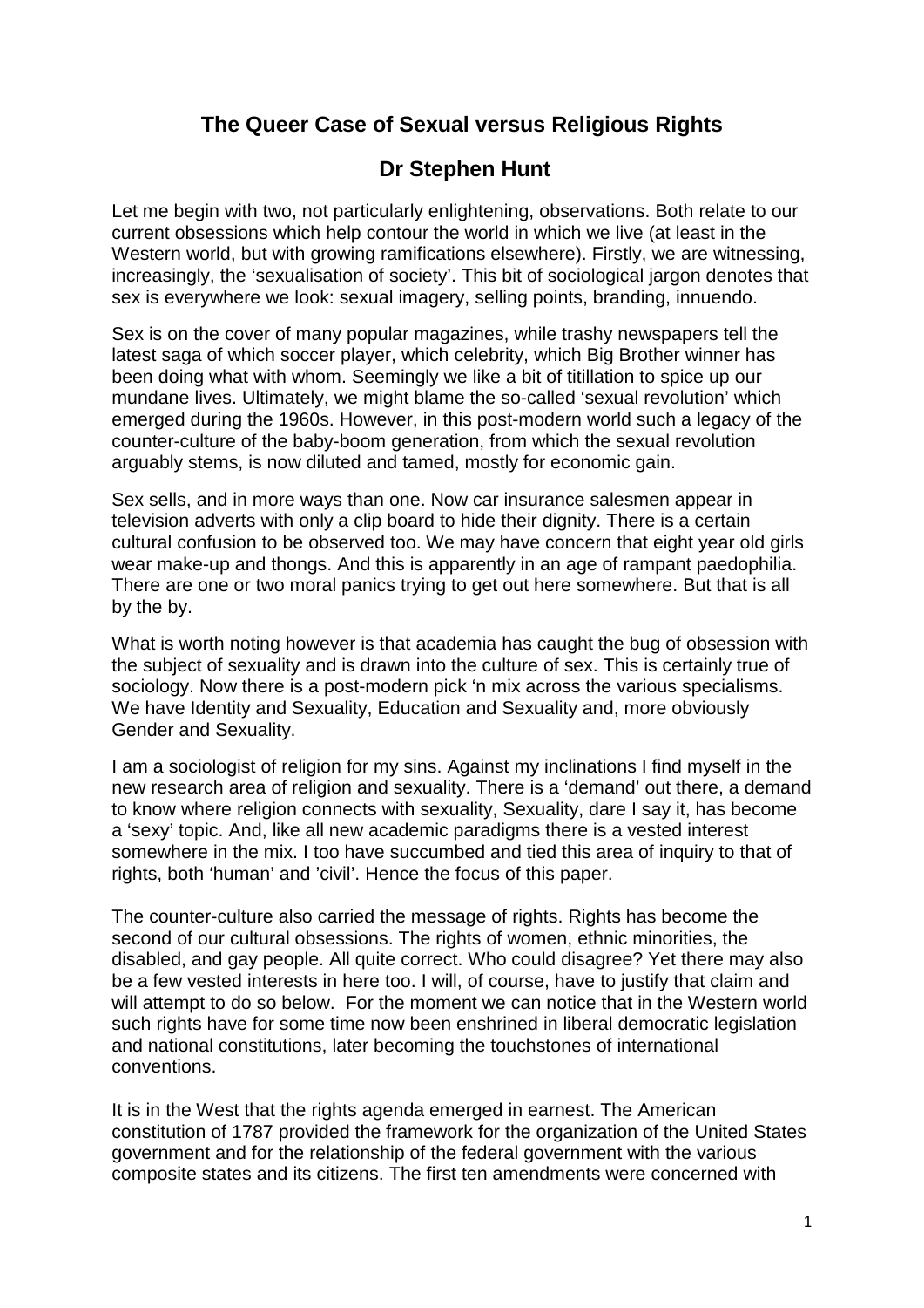# The Queer Case of Sexual versus Religious Rights

## Dr Stephen Hunt

Let me begin with two, not particularly enlightening, observations. Both relate to our current obsessions which help contour the world in which we live (at least in the Western world, but with growing ramifications elsewhere). Firstly, we are witnessing, increasingly, the 'sexualisation of society'. This bit of sociological jargon denotes that sex is everywhere we look: sexual imagery, selling points, branding, innuendo.

Sex is on the cover of many popular magazines, while trashy newspapers tell the latest saga of which soccer player, which celebrity, which Big Brother winner has been doing what with whom. Seemingly we like a bit of titillation to spice up our mundane lives. Ultimately, we might blame the so-called 'sexual revolution' which emerged during the 1960s. However, in this post-modern world such a legacy of the counter-culture of the baby-boom generation, from which the sexual revolution arguably stems, is now diluted and tamed, mostly for economic gain.

Sex sells, and in more ways than one. Now car insurance salesmen appear in television adverts with only a clip board to hide their dignity. There is a certain cultural confusion to be observed too. We may have concern that eight year old girls wear make-up and thongs. And this is apparently in an age of rampant paedophilia. There are one or two moral panics trying to get out here somewhere. But that is all by the by.

What is worth noting however is that academia has caught the bug of obsession with the subject of sexuality and is drawn into the culture of sex. This is certainly true of sociology. Now there is a post-modern pick 'n mix across the various specialisms. We have Identity and Sexuality, Education and Sexuality and, more obviously Gender and Sexuality.

I am a sociologist of religion for my sins. Against my inclinations I find myself in the new research area of religion and sexuality. There is a 'demand' out there, a demand to know where religion connects with sexuality, Sexuality, dare I say it, has become a 'sexy' topic. And, like all new academic paradigms there is a vested interest somewhere in the mix. I too have succumbed and tied this area of inquiry to that of rights, both 'human' and 'civil'. Hence the focus of this paper.

The counter-culture also carried the message of rights. Rights has become the second of our cultural obsessions. The rights of women, ethnic minorities, the disabled, and gay people. All quite correct. Who could disagree? Yet there may also be a few vested interests in here too. I will, of course, have to justify that claim and will attempt to do so below. For the moment we can notice that in the Western world such rights have for some time now been enshrined in liberal democratic legislation and national constitutions, later becoming the touchstones of international conventions.

It is in the West that the rights agenda emerged in earnest. The American constitution of 1787 provided the framework for the organization of the United States government and for the relationship of the federal government with the various composite states and its citizens. The first ten amendments were concerned with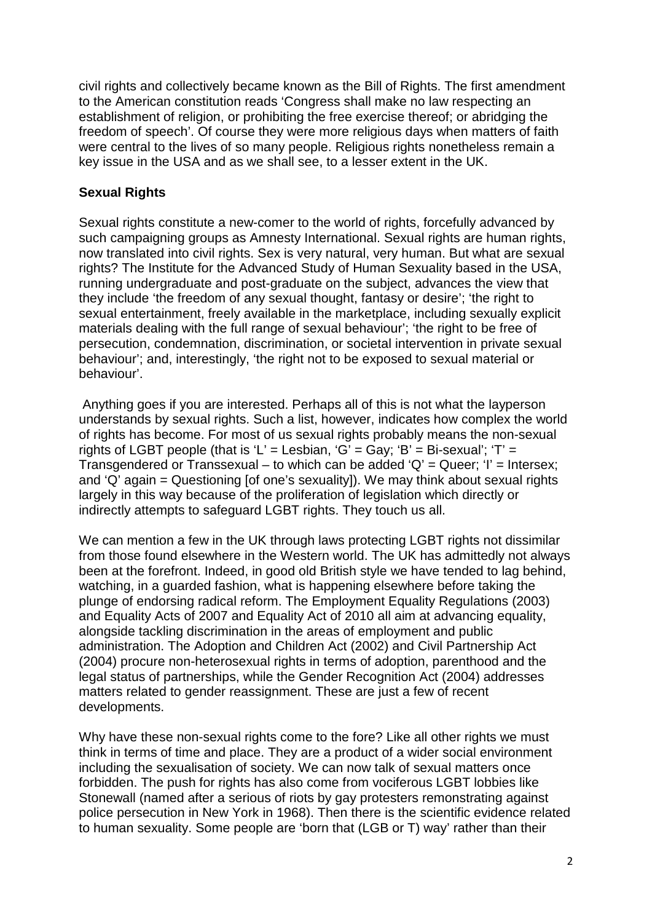civil rights and collectively became known as the Bill of Rights. The first amendment to the American constitution reads 'Congress shall make no law respecting an establishment of religion, or prohibiting the free exercise thereof; or abridging the freedom of speech'. Of course they were more religious days when matters of faith were central to the lives of so many people. Religious rights nonetheless remain a key issue in the USA and as we shall see, to a lesser extent in the UK.

**Sexual Rights**

Sexual rights constitute a new-comer to the world of rights, forcefully advanced by such campaigning groups as Amnesty International. Sexual rights are human rights, now translated into civil rights. Sex is very natural, very human. But what are sexual rights? The Institute for the Advanced Study of Human Sexuality based in the USA, running undergraduate and post-graduate on the subject, advances the view that they include 'the freedom of any sexual thought, fantasy or desire'; 'the right to sexual entertainment, freely available in the marketplace, including sexually explicit materials dealing with the full range of sexual behaviour'; 'the right to be free of persecution, condemnation, discrimination, or societal intervention in private sexual behaviour'; and, interestingly, 'the right not to be exposed to sexual material or behaviour'.

Anything goes if you are interested. Perhaps all of this is not what the layperson understands by sexual rights. Such a list, however, indicates how complex the world of rights has become. For most of us sexual rights probably means the non-sexual rights of LGBT people (that is 'L' = Lesbian, 'G' = Gay; 'B' = Bi-sexual'; 'T' = Transgendered or Transsexual – to which can be added 'Q' = Queer; 'I' = Intersex; and 'Q' again = Questioning [of one's sexuality]). We may think about sexual rights largely in this way because of the proliferation of legislation which directly or indirectly attempts to safeguard LGBT rights. They touch us all.

We can mention a few in the UK through laws protecting LGBT rights not dissimilar from those found elsewhere in the Western world. The UK has admittedly not always been at the forefront. Indeed, in good old British style we have tended to lag behind, watching, in a guarded fashion, what is happening elsewhere before taking the plunge of endorsing radical reform. The Employment Equality Regulations (2003) and Equality Acts of 2007 and Equality Act of 2010 all aim at advancing equality, alongside tackling discrimination in the areas of employment and public administration. The Adoption and Children Act (2002) and Civil Partnership Act (2004) procure non-heterosexual rights in terms of adoption, parenthood and the legal status of partnerships, while the Gender Recognition Act (2004) addresses matters related to gender reassignment. These are just a few of recent developments.

Why have these non-sexual rights come to the fore? Like all other rights we must think in terms of time and place. They are a product of a wider social environment including the sexualisation of society. We can now talk of sexual matters once forbidden. The push for rights has also come from vociferous LGBT lobbies like Stonewall (named after a serious of riots by gay protesters remonstrating against police persecution in New York in 1968). Then there is the scientific evidence related to human sexuality. Some people are 'born that (LGB or T) way' rather than their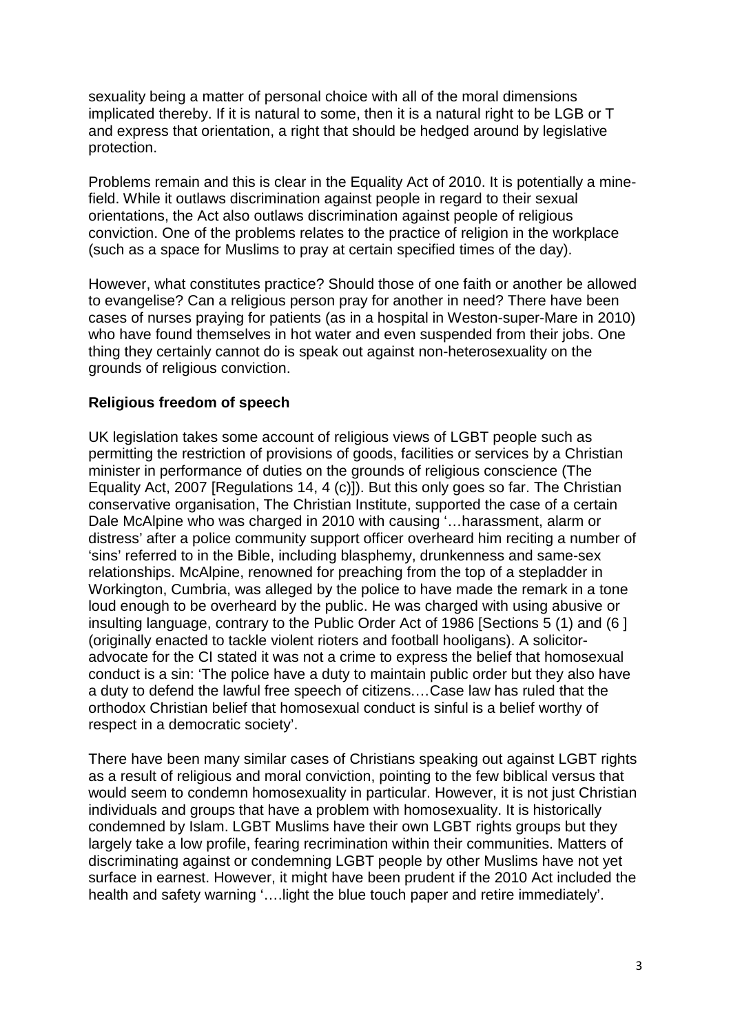sexuality being a matter of personal choice with all of the moral dimensions implicated thereby. If it is natural to some, then it is a natural right to be LGB or T and express that orientation, a right that should be hedged around by legislative protection.

Problems remain and this is clear in the Equality Act of 2010. It is potentially a mine-field. While it outlaws discrimination against people in regard to their sexual orientations, the Act also outlaws discrimination against people of religious conviction. One of the problems relates to the practice of religion in the workplace (such as a space for Muslims to pray at certain specified times of the day).

However, what constitutes practice? Should those of one faith or another be allowed to evangelise? Can a religious person pray for another in need? There have been cases of nurses praying for patients (as in a hospital in Weston-super-Mare in 2010) who have found themselves in hot water and even suspended from their jobs. One thing they certainly cannot do is speak out against non-heterosexuality on the grounds of religious conviction.

**Religious freedom of speech**

UK legislation takes some account of religious views of LGBT people such as permitting the restriction of provisions of goods, facilities or services by a Christian minister in performance of duties on the grounds of religious conscience (The Equality Act, 2007 [Regulations 14, 4 (c)]). But this only goes so far. The Christian conservative organisation, The Christian Institute, supported the case of a certain Dale McAlpine who was charged in 2010 with causing '…harassment, alarm or distress' after a police community support officer overheard him reciting a number of 'sins' referred to in the Bible, including blasphemy, drunkenness and same-sex relationships. McAlpine, renowned for preaching from the top of a stepladder in Workington, Cumbria, was alleged by the police to have made the remark in a tone loud enough to be overheard by the public. He was charged with using abusive or insulting language, contrary to the Public Order Act of 1986 [Sections 5 (1) and (6 ] (originally enacted to tackle violent rioters and football hooligans). A solicitor-advocate for the CI stated it was not a crime to express the belief that homosexual conduct is a sin: 'The police have a duty to maintain public order but they also have a duty to defend the lawful free speech of citizens.…Case law has ruled that the orthodox Christian belief that homosexual conduct is sinful is a belief worthy of respect in a democratic society'.

There have been many similar cases of Christians speaking out against LGBT rights as a result of religious and moral conviction, pointing to the few biblical versus that would seem to condemn homosexuality in particular. However, it is not just Christian individuals and groups that have a problem with homosexuality. It is historically condemned by Islam. LGBT Muslims have their own LGBT rights groups but they largely take a low profile, fearing recrimination within their communities. Matters of discriminating against or condemning LGBT people by other Muslims have not yet surface in earnest. However, it might have been prudent if the 2010 Act included the health and safety warning '….light the blue touch paper and retire immediately'.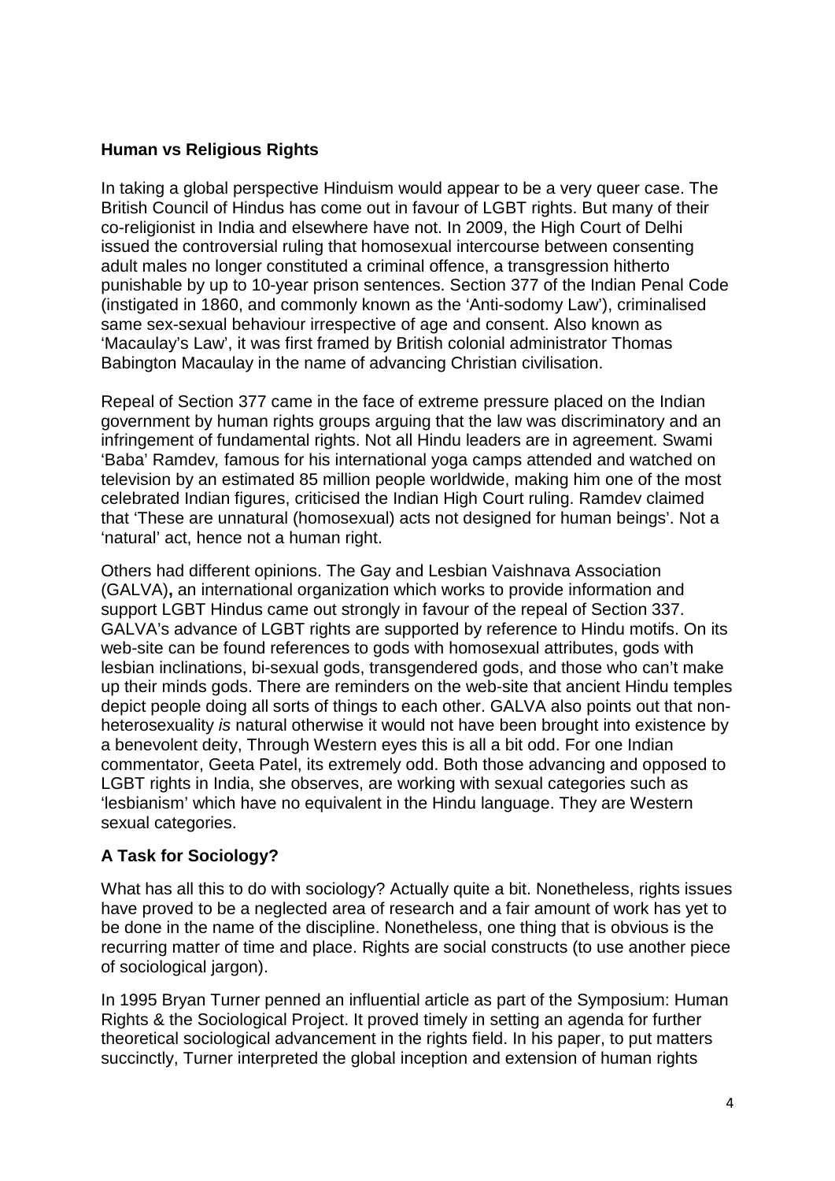**Human vs Religious Rights**

In taking a global perspective Hinduism would appear to be a very queer case. The British Council of Hindus has come out in favour of LGBT rights. But many of their co-religionist in India and elsewhere have not. In 2009, the High Court of Delhi issued the controversial ruling that homosexual intercourse between consenting adult males no longer constituted a criminal offence, a transgression hitherto punishable by up to 10-year prison sentences. Section 377 of the Indian Penal Code (instigated in 1860, and commonly known as the 'Anti-sodomy Law'), criminalised same sex-sexual behaviour irrespective of age and consent. Also known as 'Macaulay's Law', it was first framed by British colonial administrator Thomas Babington Macaulay in the name of advancing Christian civilisation.

Repeal of Section 377 came in the face of extreme pressure placed on the Indian government by human rights groups arguing that the law was discriminatory and an infringement of fundamental rights. Not all Hindu leaders are in agreement. Swami 'Baba' Ramdev*,* famous for his international yoga camps attended and watched on television by an estimated 85 million people worldwide, making him one of the most celebrated Indian figures, criticised the Indian High Court ruling. Ramdev claimed that 'These are unnatural (homosexual) acts not designed for human beings'. Not a 'natural' act, hence not a human right.

Others had different opinions. The Gay and Lesbian Vaishnava Association (GALVA)**,** an international organization which works to provide information and support LGBT Hindus came out strongly in favour of the repeal of Section 337. GALVA's advance of LGBT rights are supported by reference to Hindu motifs. On its web-site can be found references to gods with homosexual attributes, gods with lesbian inclinations, bi-sexual gods, transgendered gods, and those who can't make up their minds gods. There are reminders on the web-site that ancient Hindu temples depict people doing all sorts of things to each other. GALVA also points out that non-heterosexuality *is* natural otherwise it would not have been brought into existence by a benevolent deity, Through Western eyes this is all a bit odd. For one Indian commentator, Geeta Patel, its extremely odd. Both those advancing and opposed to LGBT rights in India, she observes, are working with sexual categories such as 'lesbianism' which have no equivalent in the Hindu language. They are Western sexual categories.

**A Task for Sociology?**

What has all this to do with sociology? Actually quite a bit. Nonetheless, rights issues have proved to be a neglected area of research and a fair amount of work has yet to be done in the name of the discipline. Nonetheless, one thing that is obvious is the recurring matter of time and place. Rights are social constructs (to use another piece of sociological jargon).

In 1995 Bryan Turner penned an influential article as part of the Symposium: Human Rights & the Sociological Project. It proved timely in setting an agenda for further theoretical sociological advancement in the rights field. In his paper, to put matters succinctly, Turner interpreted the global inception and extension of human rights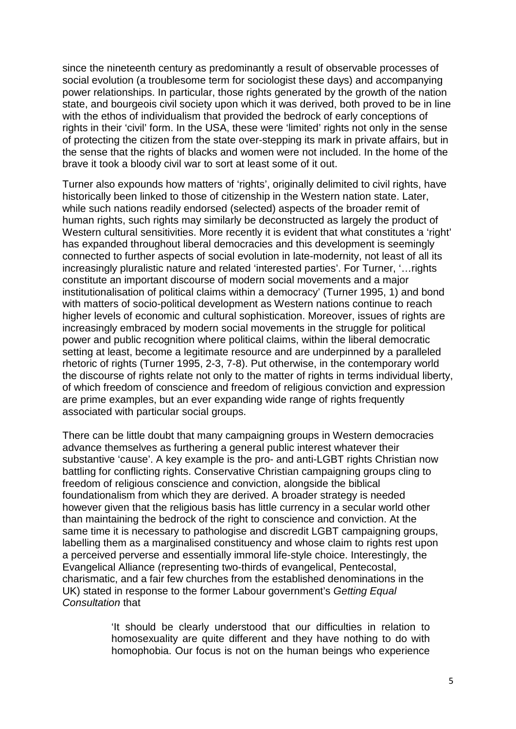since the nineteenth century as predominantly a result of observable processes of social evolution (a troublesome term for sociologist these days) and accompanying power relationships. In particular, those rights generated by the growth of the nation state, and bourgeois civil society upon which it was derived, both proved to be in line with the ethos of individualism that provided the bedrock of early conceptions of rights in their 'civil' form. In the USA, these were 'limited' rights not only in the sense of protecting the citizen from the state over-stepping its mark in private affairs, but in the sense that the rights of blacks and women were not included. In the home of the brave it took a bloody civil war to sort at least some of it out.

Turner also expounds how matters of 'rights', originally delimited to civil rights, have historically been linked to those of citizenship in the Western nation state. Later, while such nations readily endorsed (selected) aspects of the broader remit of human rights, such rights may similarly be deconstructed as largely the product of Western cultural sensitivities. More recently it is evident that what constitutes a 'right' has expanded throughout liberal democracies and this development is seemingly connected to further aspects of social evolution in late-modernity, not least of all its increasingly pluralistic nature and related 'interested parties'. For Turner, '…rights constitute an important discourse of modern social movements and a major institutionalisation of political claims within a democracy' (Turner 1995, 1) and bond with matters of socio-political development as Western nations continue to reach higher levels of economic and cultural sophistication. Moreover, issues of rights are increasingly embraced by modern social movements in the struggle for political power and public recognition where political claims, within the liberal democratic setting at least, become a legitimate resource and are underpinned by a paralleled rhetoric of rights (Turner 1995, 2-3, 7-8). Put otherwise, in the contemporary world the discourse of rights relate not only to the matter of rights in terms individual liberty, of which freedom of conscience and freedom of religious conviction and expression are prime examples, but an ever expanding wide range of rights frequently associated with particular social groups.

There can be little doubt that many campaigning groups in Western democracies advance themselves as furthering a general public interest whatever their substantive 'cause'. A key example is the pro- and anti-LGBT rights Christian now battling for conflicting rights. Conservative Christian campaigning groups cling to freedom of religious conscience and conviction, alongside the biblical foundationalism from which they are derived. A broader strategy is needed however given that the religious basis has little currency in a secular world other than maintaining the bedrock of the right to conscience and conviction. At the same time it is necessary to pathologise and discredit LGBT campaigning groups, labelling them as a marginalised constituency and whose claim to rights rest upon a perceived perverse and essentially immoral life-style choice. Interestingly, the Evangelical Alliance (representing two-thirds of evangelical, Pentecostal, charismatic, and a fair few churches from the established denominations in the UK) stated in response to the former Labour government's *Getting Equal Consultation* that

> 'It should be clearly understood that our difficulties in relation to homosexuality are quite different and they have nothing to do with homophobia. Our focus is not on the human beings who experience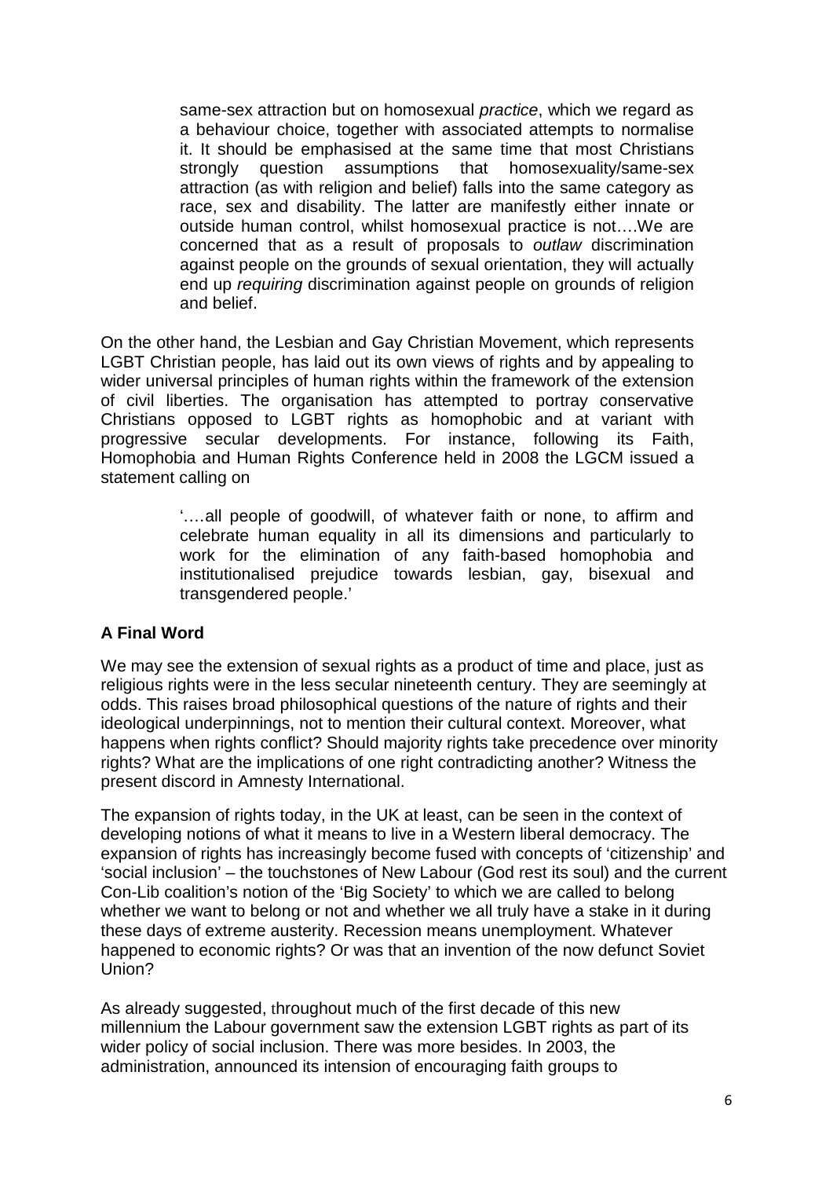> same-sex attraction but on homosexual *practice*, which we regard as a behaviour choice, together with associated attempts to normalise it. It should be emphasised at the same time that most Christians strongly question assumptions that homosexuality/same-sex attraction (as with religion and belief) falls into the same category as race, sex and disability. The latter are manifestly either innate or outside human control, whilst homosexual practice is not….We are concerned that as a result of proposals to *outlaw* discrimination against people on the grounds of sexual orientation, they will actually end up *requiring* discrimination against people on grounds of religion and belief.

On the other hand, the Lesbian and Gay Christian Movement, which represents LGBT Christian people, has laid out its own views of rights and by appealing to wider universal principles of human rights within the framework of the extension of civil liberties. The organisation has attempted to portray conservative Christians opposed to LGBT rights as homophobic and at variant with progressive secular developments. For instance, following its Faith, Homophobia and Human Rights Conference held in 2008 the LGCM issued a statement calling on

> '….all people of goodwill, of whatever faith or none, to affirm and celebrate human equality in all its dimensions and particularly to work for the elimination of any faith-based homophobia and institutionalised prejudice towards lesbian, gay, bisexual and transgendered people.'

**A Final Word**

We may see the extension of sexual rights as a product of time and place, just as religious rights were in the less secular nineteenth century. They are seemingly at odds. This raises broad philosophical questions of the nature of rights and their ideological underpinnings, not to mention their cultural context. Moreover, what happens when rights conflict? Should majority rights take precedence over minority rights? What are the implications of one right contradicting another? Witness the present discord in Amnesty International.

The expansion of rights today, in the UK at least, can be seen in the context of developing notions of what it means to live in a Western liberal democracy. The expansion of rights has increasingly become fused with concepts of 'citizenship' and 'social inclusion' – the touchstones of New Labour (God rest its soul) and the current Con-Lib coalition's notion of the 'Big Society' to which we are called to belong whether we want to belong or not and whether we all truly have a stake in it during these days of extreme austerity. Recession means unemployment. Whatever happened to economic rights? Or was that an invention of the now defunct Soviet Union?

As already suggested, throughout much of the first decade of this new millennium the Labour government saw the extension LGBT rights as part of its wider policy of social inclusion. There was more besides. In 2003, the administration, announced its intension of encouraging faith groups to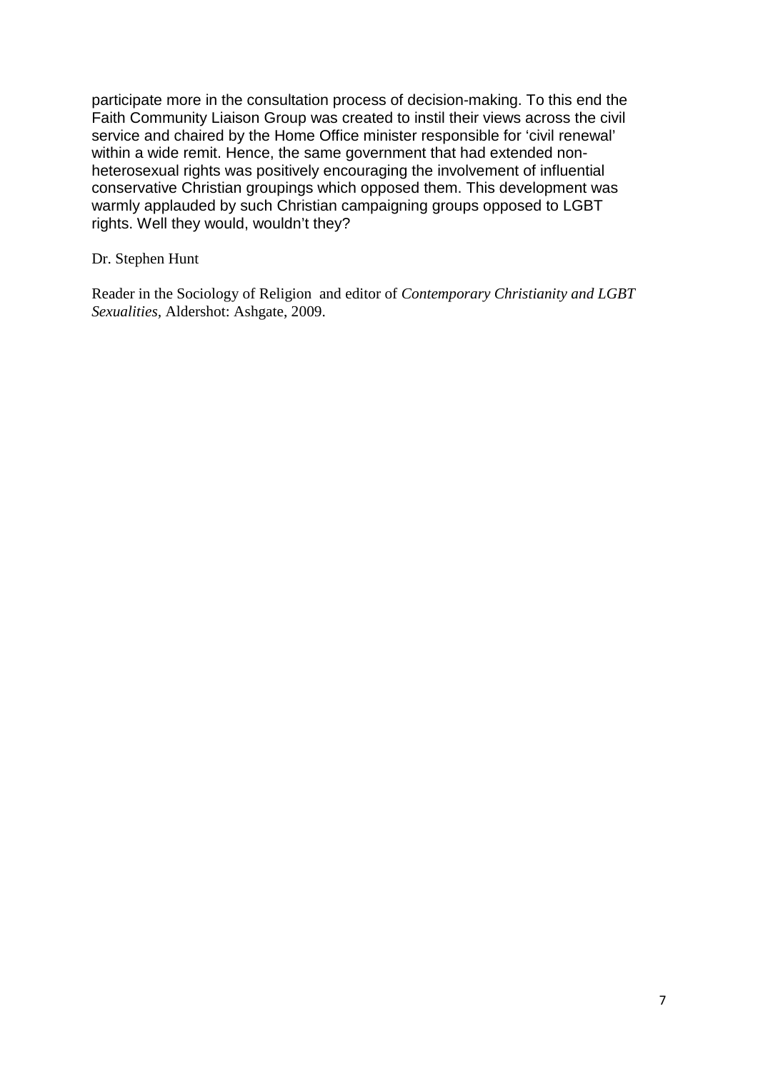participate more in the consultation process of decision-making. To this end the Faith Community Liaison Group was created to instil their views across the civil service and chaired by the Home Office minister responsible for 'civil renewal' within a wide remit. Hence, the same government that had extended non-heterosexual rights was positively encouraging the involvement of influential conservative Christian groupings which opposed them. This development was warmly applauded by such Christian campaigning groups opposed to LGBT rights. Well they would, wouldn't they?

Dr. Stephen Hunt

Reader in the Sociology of Religion and editor of *Contemporary Christianity and LGBT Sexualities*, Aldershot: Ashgate, 2009.